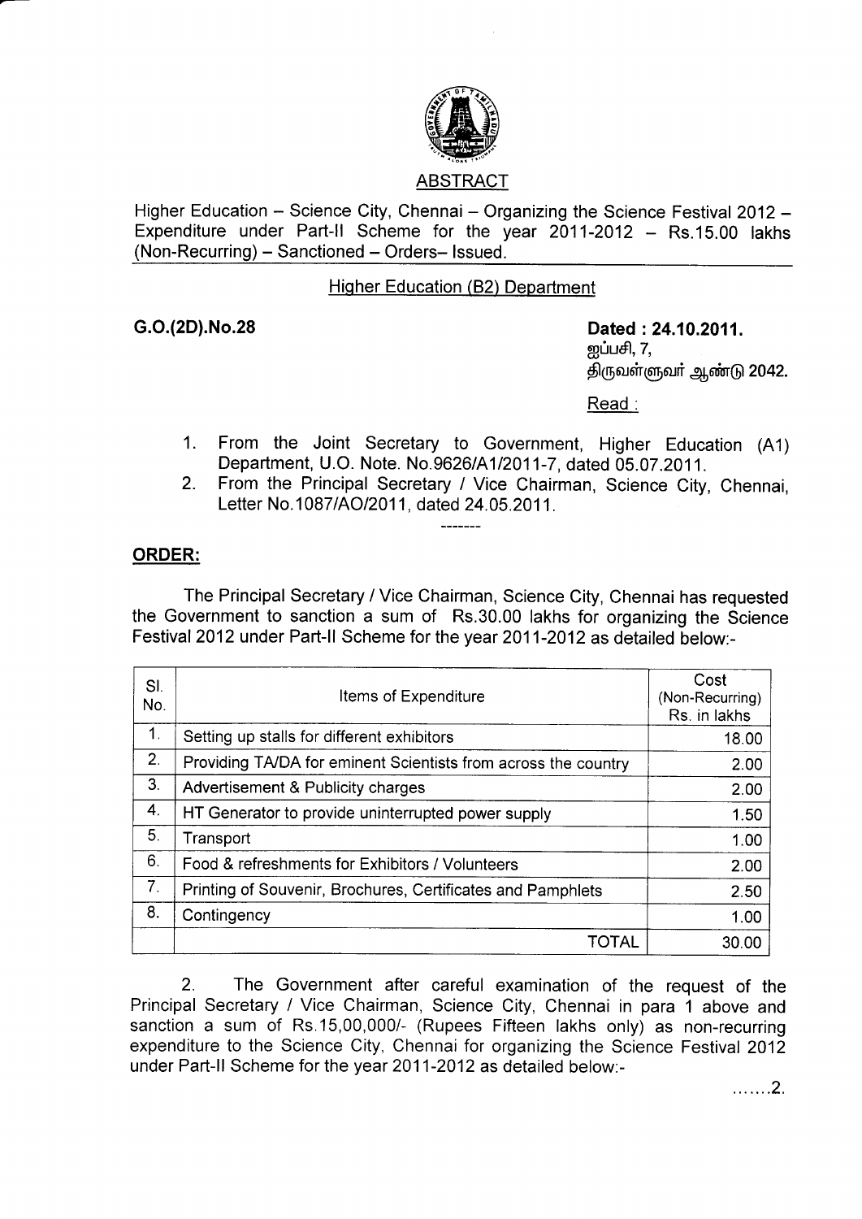## ABSTRACT

Higher Education – Science City, Chennai – Organizing the Science Festival 2012 – Expenditure under Part-II Scheme for the year 2011-2012 – Rs.15.00 lakhs (Non-Recurring) – Sanctioned – Orders– Issued.

### Higher Education (B2) Department

**G.O.(2D).No.28** **Dated : 24.10.2011.**
ஐப்பசி, 7,
திருவள்ளுவர் ஆண்டு 2042.

Read :

1. From the Joint Secretary to Government, Higher Education (A1) Department, U.O. Note. No.9626/A1/2011-7, dated 05.07.2011.
2. From the Principal Secretary / Vice Chairman, Science City, Chennai, Letter No.1087/AO/2011, dated 24.05.2011.

-------

**ORDER:**

The Principal Secretary / Vice Chairman, Science City, Chennai has requested the Government to sanction a sum of Rs.30.00 lakhs for organizing the Science Festival 2012 under Part-II Scheme for the year 2011-2012 as detailed below:-

| Sl. No. | Items of Expenditure | Cost (Non-Recurring) Rs. in lakhs |
|---|---|---|
| 1. | Setting up stalls for different exhibitors | 18.00 |
| 2. | Providing TA/DA for eminent Scientists from across the country | 2.00 |
| 3. | Advertisement & Publicity charges | 2.00 |
| 4. | HT Generator to provide uninterrupted power supply | 1.50 |
| 5. | Transport | 1.00 |
| 6. | Food & refreshments for Exhibitors / Volunteers | 2.00 |
| 7. | Printing of Souvenir, Brochures, Certificates and Pamphlets | 2.50 |
| 8. | Contingency | 1.00 |
| | TOTAL | 30.00 |

2. The Government after careful examination of the request of the Principal Secretary / Vice Chairman, Science City, Chennai in para 1 above and sanction a sum of Rs.15,00,000/- (Rupees Fifteen lakhs only) as non-recurring expenditure to the Science City, Chennai for organizing the Science Festival 2012 under Part-II Scheme for the year 2011-2012 as detailed below:-

.......2.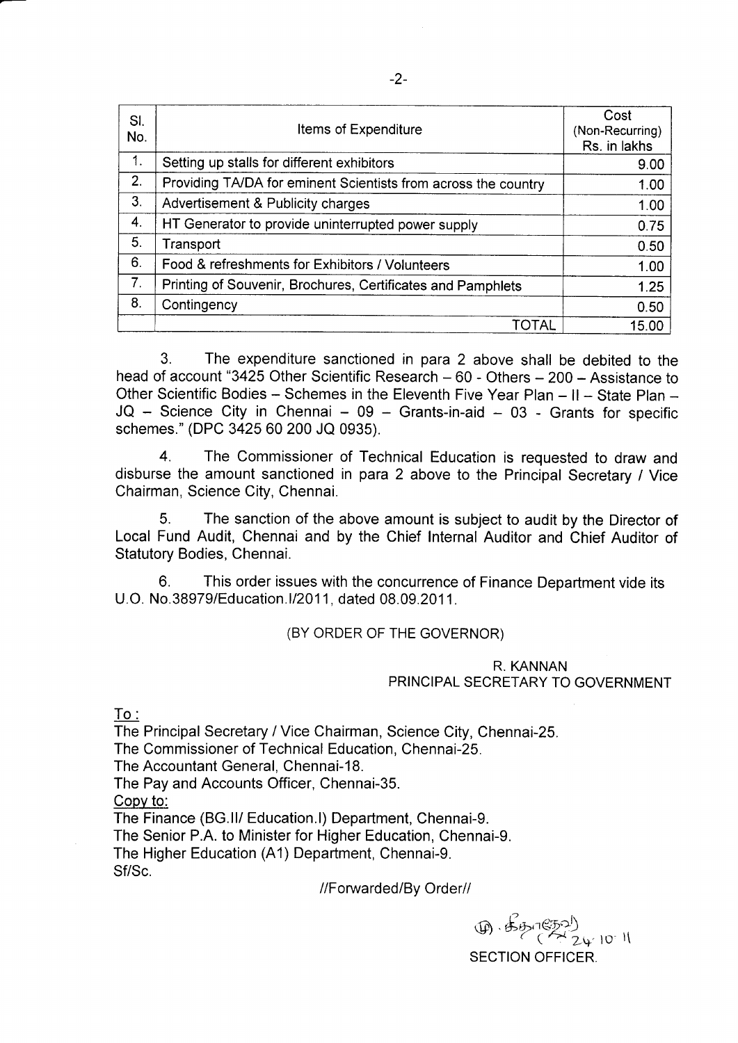| Sl. No. | Items of Expenditure | Cost (Non-Recurring) Rs. in lakhs |
|---|---|---|
| 1. | Setting up stalls for different exhibitors | 9.00 |
| 2. | Providing TA/DA for eminent Scientists from across the country | 1.00 |
| 3. | Advertisement & Publicity charges | 1.00 |
| 4. | HT Generator to provide uninterrupted power supply | 0.75 |
| 5. | Transport | 0.50 |
| 6. | Food & refreshments for Exhibitors / Volunteers | 1.00 |
| 7. | Printing of Souvenir, Brochures, Certificates and Pamphlets | 1.25 |
| 8. | Contingency | 0.50 |
| | TOTAL | 15.00 |

3. The expenditure sanctioned in para 2 above shall be debited to the head of account "3425 Other Scientific Research – 60 - Others – 200 – Assistance to Other Scientific Bodies – Schemes in the Eleventh Five Year Plan – II – State Plan – JQ – Science City in Chennai – 09 – Grants-in-aid – 03 - Grants for specific schemes." (DPC 3425 60 200 JQ 0935).

4. The Commissioner of Technical Education is requested to draw and disburse the amount sanctioned in para 2 above to the Principal Secretary / Vice Chairman, Science City, Chennai.

5. The sanction of the above amount is subject to audit by the Director of Local Fund Audit, Chennai and by the Chief Internal Auditor and Chief Auditor of Statutory Bodies, Chennai.

6. This order issues with the concurrence of Finance Department vide its U.O. No.38979/Education.I/2011, dated 08.09.2011.

(BY ORDER OF THE GOVERNOR)

R. KANNAN
PRINCIPAL SECRETARY TO GOVERNMENT

To:
The Principal Secretary / Vice Chairman, Science City, Chennai-25.
The Commissioner of Technical Education, Chennai-25.
The Accountant General, Chennai-18.
The Pay and Accounts Officer, Chennai-35.
Copy to:
The Finance (BG.II/ Education.I) Department, Chennai-9.
The Senior P.A. to Minister for Higher Education, Chennai-9.
The Higher Education (A1) Department, Chennai-9.
Sf/Sc.

//Forwarded/By Order//

24.10.11
SECTION OFFICER.